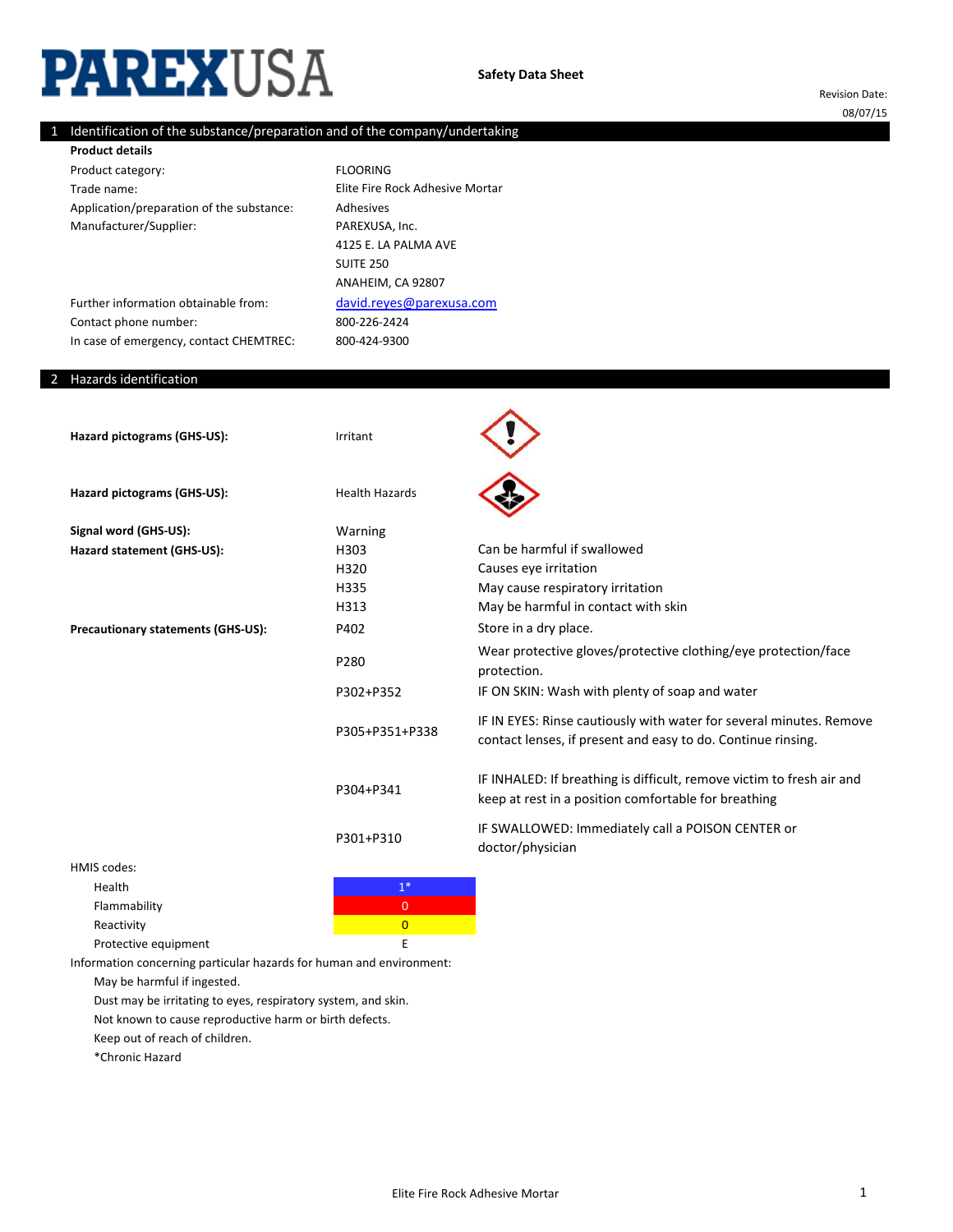# PAREXUSA

**Safety Data Sheet**

Revision Date: 08/07/15

## 1 Identification of the substance/preparation and of the company/undertaking

**Product details**

| | |
|---|---|
| Product category: | FLOORING |
| Trade name: | Elite Fire Rock Adhesive Mortar |
| Application/preparation of the substance: | Adhesives |
| Manufacturer/Supplier: | PAREXUSA, Inc.<br>4125 E. LA PALMA AVE<br>SUITE 250<br>ANAHEIM, CA 92807 |
| Further information obtainable from: | david.reyes@parexusa.com |
| Contact phone number: | 800-226-2424 |
| In case of emergency, contact CHEMTREC: | 800-424-9300 |

## 2 Hazards identification

**Hazard pictograms (GHS-US):** Irritant

**Hazard pictograms (GHS-US):** Health Hazards

**Signal word (GHS-US):** Warning

**Hazard statement (GHS-US):**

| | |
|---|---|
| H303 | Can be harmful if swallowed |
| H320 | Causes eye irritation |
| H335 | May cause respiratory irritation |
| H313 | May be harmful in contact with skin |

**Precautionary statements (GHS-US):**

| | |
|---|---|
| P402 | Store in a dry place. |
| P280 | Wear protective gloves/protective clothing/eye protection/face protection. |
| P302+P352 | IF ON SKIN: Wash with plenty of soap and water |
| P305+P351+P338 | IF IN EYES: Rinse cautiously with water for several minutes. Remove contact lenses, if present and easy to do. Continue rinsing. |
| P304+P341 | IF INHALED: If breathing is difficult, remove victim to fresh air and keep at rest in a position comfortable for breathing |
| P301+P310 | IF SWALLOWED: Immediately call a POISON CENTER or doctor/physician |

HMIS codes:

| | |
|---|---|
| Health | 1* |
| Flammability | 0 |
| Reactivity | 0 |
| Protective equipment | E |

Information concerning particular hazards for human and environment:

May be harmful if ingested.

Dust may be irritating to eyes, respiratory system, and skin.

Not known to cause reproductive harm or birth defects.

Keep out of reach of children.

*Chronic Hazard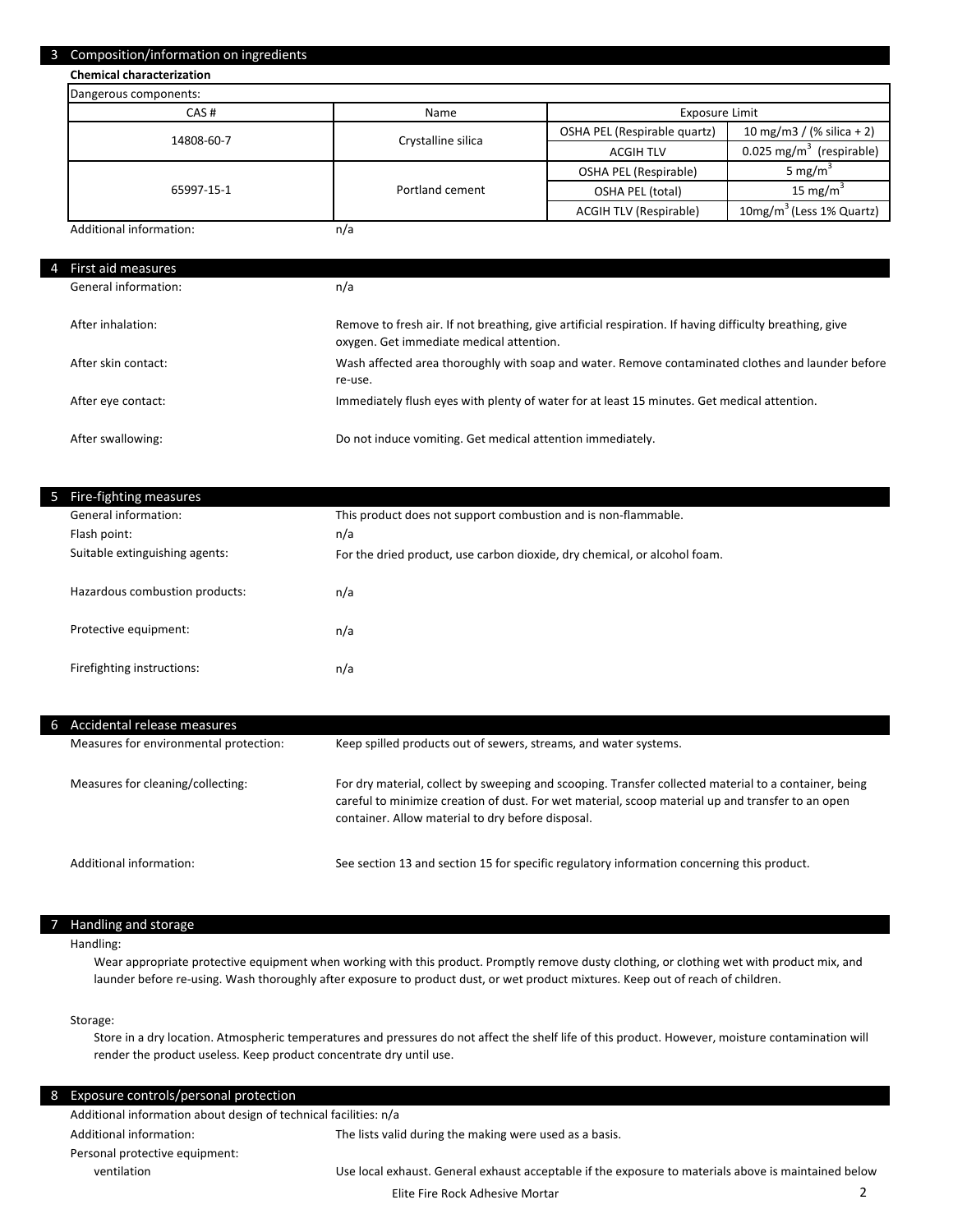## 3 Composition/information on ingredients

**Chemical characterization**

| Dangerous components: | | | |
|---|---|---|---|
| CAS # | Name | Exposure Limit | |
| 14808-60-7 | Crystalline silica | OSHA PEL (Respirable quartz) | 10 mg/m3 / (% silica + 2) |
| | | ACGIH TLV | 0.025 $mg/m^3$ (respirable) |
| 65997-15-1 | Portland cement | OSHA PEL (Respirable) | 5 $mg/m^3$ |
| | | OSHA PEL (total) | 15 $mg/m^3$ |
| | | ACGIH TLV (Respirable) | 10$mg/m^3$ (Less 1% Quartz) |

Additional information: n/a

## 4 First aid measures

General information: n/a

After inhalation: Remove to fresh air. If not breathing, give artificial respiration. If having difficulty breathing, give oxygen. Get immediate medical attention.

After skin contact: Wash affected area thoroughly with soap and water. Remove contaminated clothes and launder before re-use.

After eye contact: Immediately flush eyes with plenty of water for at least 15 minutes. Get medical attention.

After swallowing: Do not induce vomiting. Get medical attention immediately.

## 5 Fire-fighting measures

General information: This product does not support combustion and is non-flammable.

Flash point: n/a

Suitable extinguishing agents: For the dried product, use carbon dioxide, dry chemical, or alcohol foam.

Hazardous combustion products: n/a

Protective equipment: n/a

Firefighting instructions: n/a

## 6 Accidental release measures

Measures for environmental protection: Keep spilled products out of sewers, streams, and water systems.

Measures for cleaning/collecting: For dry material, collect by sweeping and scooping. Transfer collected material to a container, being careful to minimize creation of dust. For wet material, scoop material up and transfer to an open container. Allow material to dry before disposal.

Additional information: See section 13 and section 15 for specific regulatory information concerning this product.

## 7 Handling and storage

Handling:

Wear appropriate protective equipment when working with this product. Promptly remove dusty clothing, or clothing wet with product mix, and launder before re-using. Wash thoroughly after exposure to product dust, or wet product mixtures. Keep out of reach of children.

Storage:

Store in a dry location. Atmospheric temperatures and pressures do not affect the shelf life of this product. However, moisture contamination will render the product useless. Keep product concentrate dry until use.

## 8 Exposure controls/personal protection

Additional information about design of technical facilities: n/a

Additional information: The lists valid during the making were used as a basis.

Personal protective equipment:

ventilation: Use local exhaust. General exhaust acceptable if the exposure to materials above is maintained below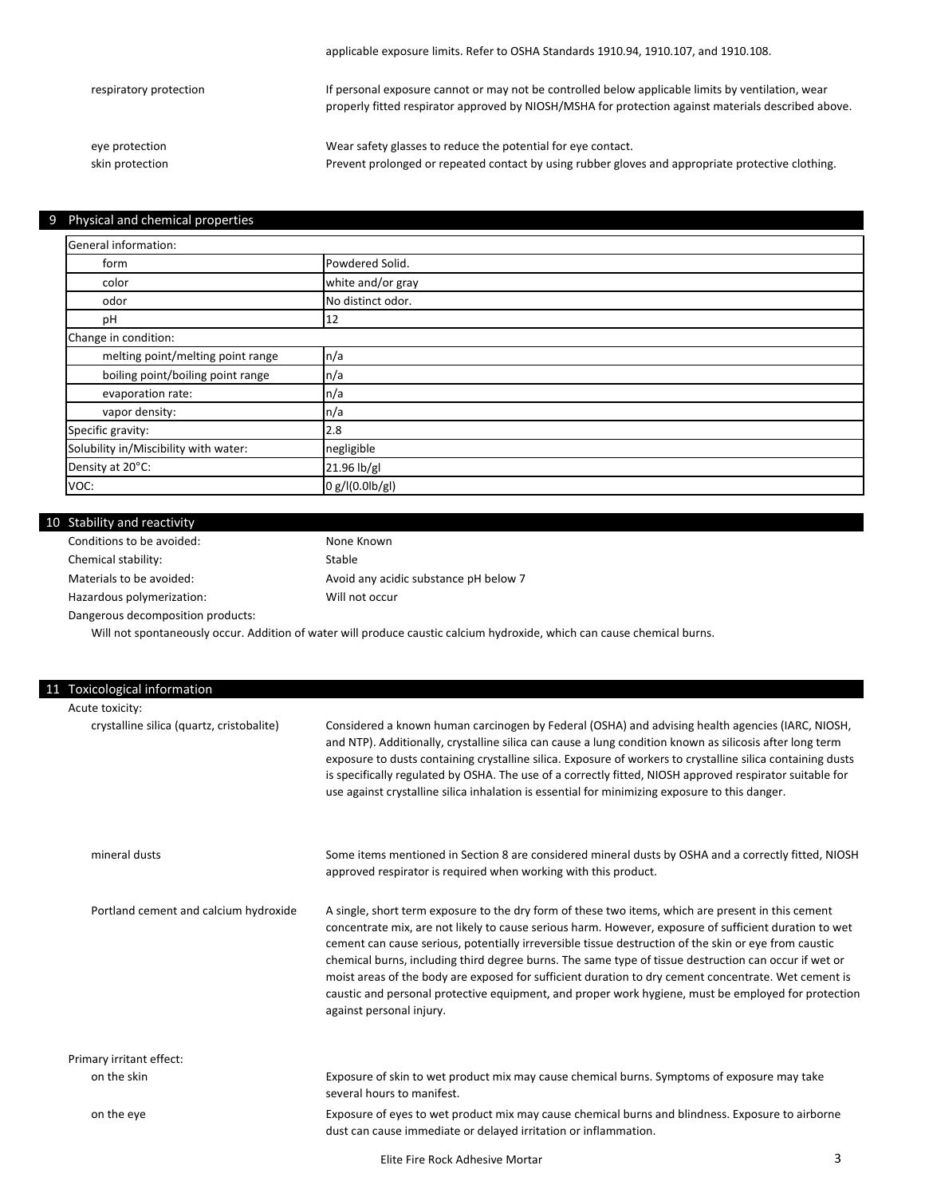applicable exposure limits. Refer to OSHA Standards 1910.94, 1910.107, and 1910.108.

| | |
|---|---|
| respiratory protection | If personal exposure cannot or may not be controlled below applicable limits by ventilation, wear properly fitted respirator approved by NIOSH/MSHA for protection against materials described above. |
| eye protection | Wear safety glasses to reduce the potential for eye contact. |
| skin protection | Prevent prolonged or repeated contact by using rubber gloves and appropriate protective clothing. |

## 9 Physical and chemical properties

| General information: | |
|---|---|
| form | Powdered Solid. |
| color | white and/or gray |
| odor | No distinct odor. |
| pH | 12 |
| **Change in condition:** | |
| melting point/melting point range | n/a |
| boiling point/boiling point range | n/a |
| evaporation rate: | n/a |
| vapor density: | n/a |
| Specific gravity: | 2.8 |
| Solubility in/Miscibility with water: | negligible |
| Density at 20°C: | 21.96 lb/gl |
| VOC: | 0 g/l(0.0lb/gl) |

## 10 Stability and reactivity

| | |
|---|---|
| Conditions to be avoided: | None Known |
| Chemical stability: | Stable |
| Materials to be avoided: | Avoid any acidic substance pH below 7 |
| Hazardous polymerization: | Will not occur |

Dangerous decomposition products:

Will not spontaneously occur. Addition of water will produce caustic calcium hydroxide, which can cause chemical burns.

## 11 Toxicological information

Acute toxicity:

| | |
|---|---|
| crystalline silica (quartz, cristobalite) | Considered a known human carcinogen by Federal (OSHA) and advising health agencies (IARC, NIOSH, and NTP). Additionally, crystalline silica can cause a lung condition known as silicosis after long term exposure to dusts containing crystalline silica. Exposure of workers to crystalline silica containing dusts is specifically regulated by OSHA. The use of a correctly fitted, NIOSH approved respirator suitable for use against crystalline silica inhalation is essential for minimizing exposure to this danger. |
| mineral dusts | Some items mentioned in Section 8 are considered mineral dusts by OSHA and a correctly fitted, NIOSH approved respirator is required when working with this product. |
| Portland cement and calcium hydroxide | A single, short term exposure to the dry form of these two items, which are present in this cement concentrate mix, are not likely to cause serious harm. However, exposure of sufficient duration to wet cement can cause serious, potentially irreversible tissue destruction of the skin or eye from caustic chemical burns, including third degree burns. The same type of tissue destruction can occur if wet or moist areas of the body are exposed for sufficient duration to dry cement concentrate. Wet cement is caustic and personal protective equipment, and proper work hygiene, must be employed for protection against personal injury. |

Primary irritant effect:

| | |
|---|---|
| on the skin | Exposure of skin to wet product mix may cause chemical burns. Symptoms of exposure may take several hours to manifest. |
| on the eye | Exposure of eyes to wet product mix may cause chemical burns and blindness. Exposure to airborne dust can cause immediate or delayed irritation or inflammation. |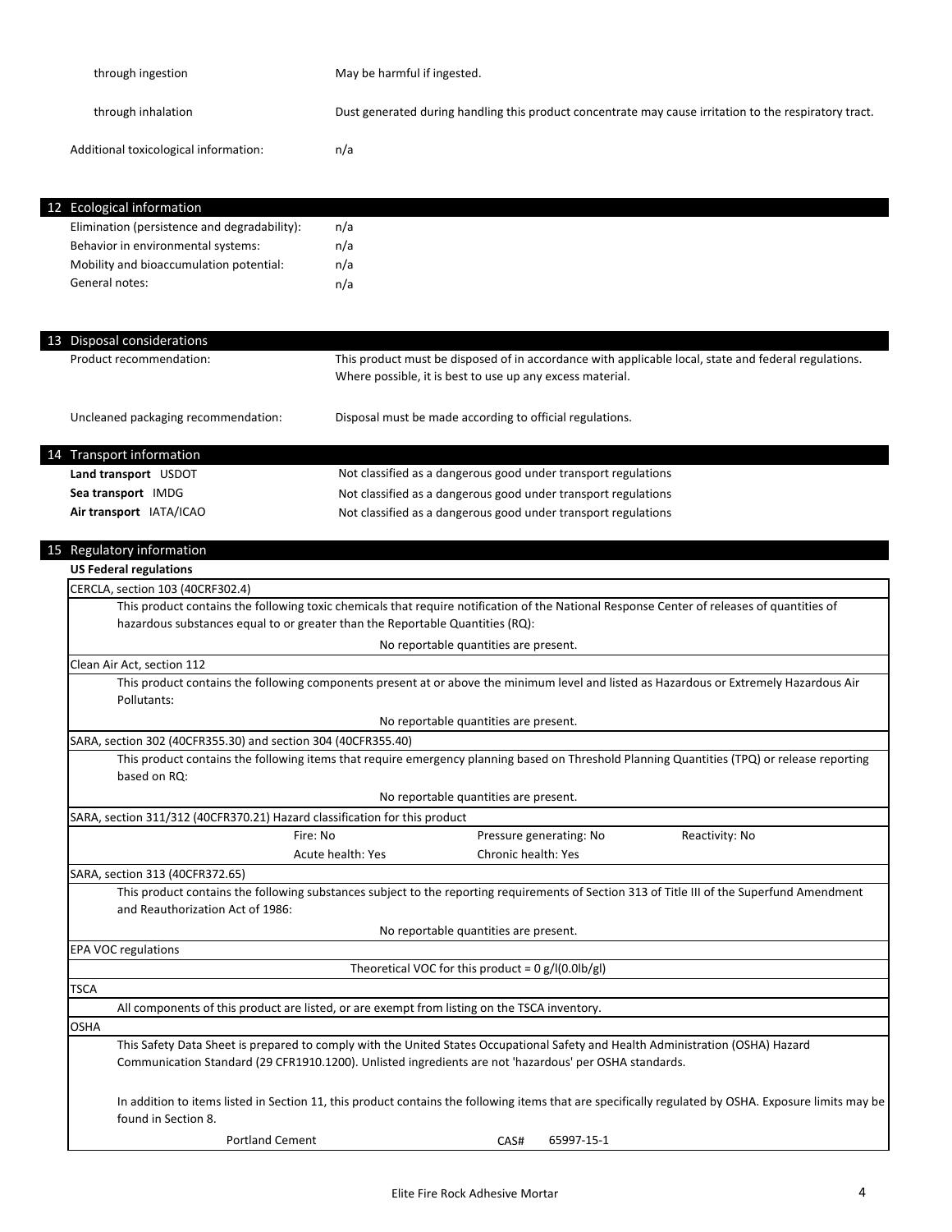| | |
|---|---|
| through ingestion | May be harmful if ingested. |
| through inhalation | Dust generated during handling this product concentrate may cause irritation to the respiratory tract. |
| Additional toxicological information: | n/a |

## 12 Ecological information

| | |
|---|---|
| Elimination (persistence and degradability): | n/a |
| Behavior in environmental systems: | n/a |
| Mobility and bioaccumulation potential: | n/a |
| General notes: | n/a |

## 13 Disposal considerations

| | |
|---|---|
| Product recommendation: | This product must be disposed of in accordance with applicable local, state and federal regulations. Where possible, it is best to use up any excess material. |
| Uncleaned packaging recommendation: | Disposal must be made according to official regulations. |

## 14 Transport information

| | |
|---|---|
| **Land transport** USDOT | Not classified as a dangerous good under transport regulations |
| **Sea transport** IMDG | Not classified as a dangerous good under transport regulations |
| **Air transport** IATA/ICAO | Not classified as a dangerous good under transport regulations |

## 15 Regulatory information

**US Federal regulations**

**CERCLA, section 103 (40CRF302.4)**

This product contains the following toxic chemicals that require notification of the National Response Center of releases of quantities of hazardous substances equal to or greater than the Reportable Quantities (RQ):

No reportable quantities are present.

**Clean Air Act, section 112**

This product contains the following components present at or above the minimum level and listed as Hazardous or Extremely Hazardous Air Pollutants:

No reportable quantities are present.

**SARA, section 302 (40CFR355.30) and section 304 (40CFR355.40)**

This product contains the following items that require emergency planning based on Threshold Planning Quantities (TPQ) or release reporting based on RQ:

No reportable quantities are present.

**SARA, section 311/312 (40CFR370.21) Hazard classification for this product**

| | | |
|---|---|---|
| Fire: No | Pressure generating: No | Reactivity: No |
| Acute health: Yes | Chronic health: Yes | |

**SARA, section 313 (40CFR372.65)**

This product contains the following substances subject to the reporting requirements of Section 313 of Title III of the Superfund Amendment and Reauthorization Act of 1986:

No reportable quantities are present.

**EPA VOC regulations**

Theoretical VOC for this product = 0 g/l(0.0lb/gl)

**TSCA**

All components of this product are listed, or are exempt from listing on the TSCA inventory.

**OSHA**

This Safety Data Sheet is prepared to comply with the United States Occupational Safety and Health Administration (OSHA) Hazard Communication Standard (29 CFR1910.1200). Unlisted ingredients are not 'hazardous' per OSHA standards.

In addition to items listed in Section 11, this product contains the following items that are specifically regulated by OSHA. Exposure limits may be found in Section 8.

| | | |
|---|---|---|
| Portland Cement | CAS# | 65997-15-1 |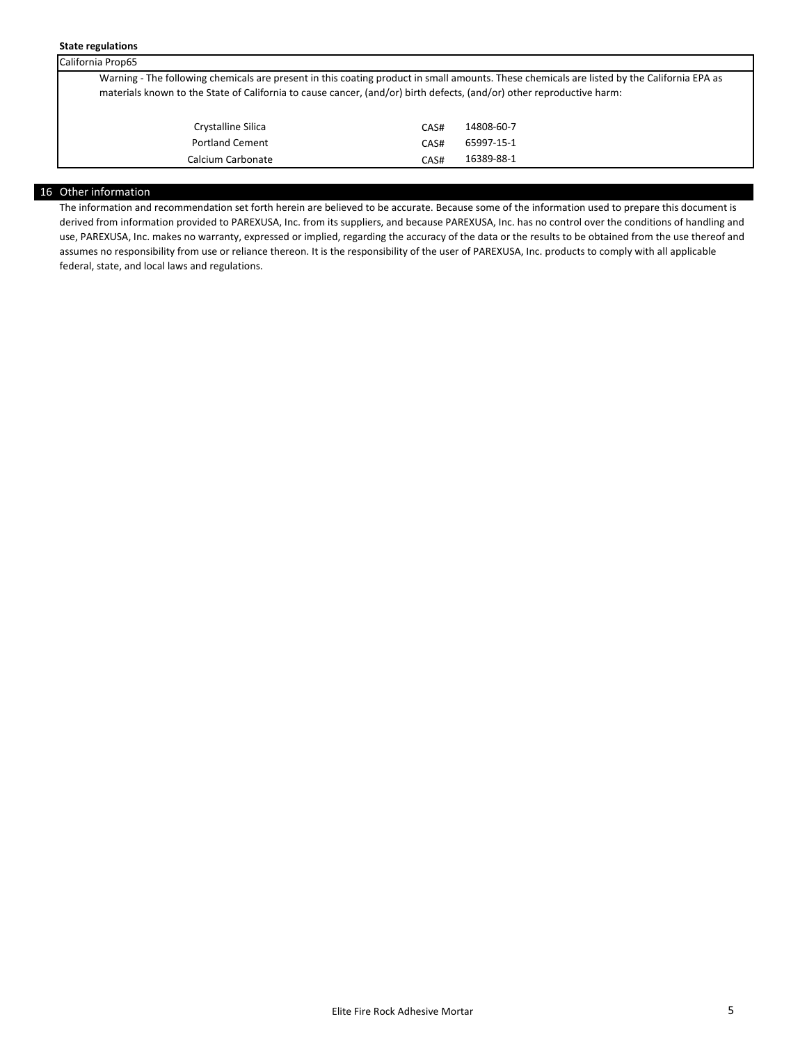**State regulations**

California Prop65

Warning - The following chemicals are present in this coating product in small amounts. These chemicals are listed by the California EPA as materials known to the State of California to cause cancer, (and/or) birth defects, (and/or) other reproductive harm:

| | | |
|---|---|---|
| Crystalline Silica | CAS# | 14808-60-7 |
| Portland Cement | CAS# | 65997-15-1 |
| Calcium Carbonate | CAS# | 16389-88-1 |

## 16 Other information

The information and recommendation set forth herein are believed to be accurate. Because some of the information used to prepare this document is derived from information provided to PAREXUSA, Inc. from its suppliers, and because PAREXUSA, Inc. has no control over the conditions of handling and use, PAREXUSA, Inc. makes no warranty, expressed or implied, regarding the accuracy of the data or the results to be obtained from the use thereof and assumes no responsibility from use or reliance thereon. It is the responsibility of the user of PAREXUSA, Inc. products to comply with all applicable federal, state, and local laws and regulations.